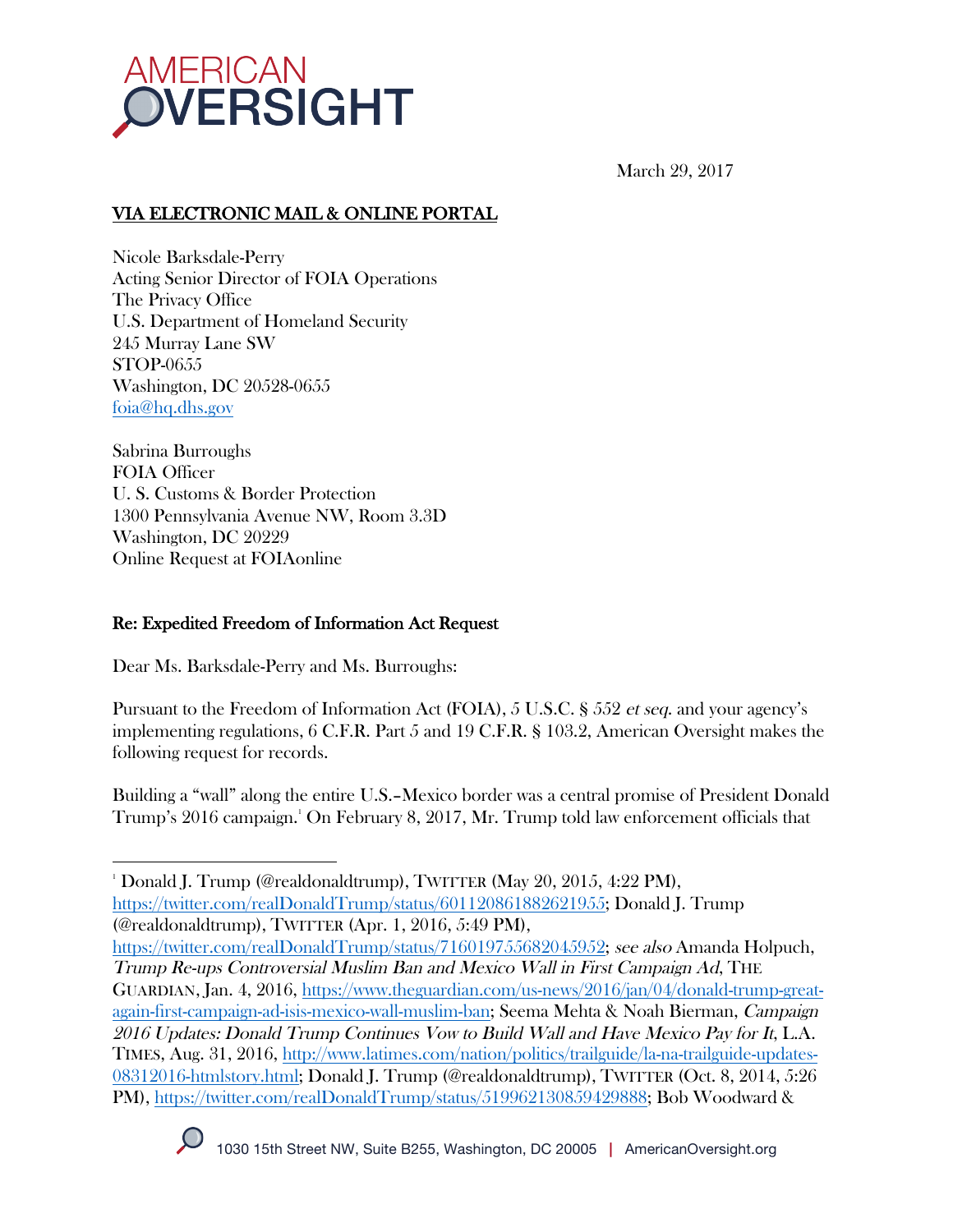# AMERICAN OVERSIGHT

March 29, 2017

**<u>VIA ELECTRONIC MAIL & ONLINE PORTAL</u>**

Nicole Barksdale-Perry
Acting Senior Director of FOIA Operations
The Privacy Office
U.S. Department of Homeland Security
245 Murray Lane SW
STOP-0655
Washington, DC 20528-0655
foia@hq.dhs.gov

Sabrina Burroughs
FOIA Officer
U. S. Customs & Border Protection
1300 Pennsylvania Avenue NW, Room 3.3D
Washington, DC 20229
Online Request at FOIAonline

**Re: Expedited Freedom of Information Act Request**

Dear Ms. Barksdale-Perry and Ms. Burroughs:

Pursuant to the Freedom of Information Act (FOIA), 5 U.S.C. § 552 *et seq.* and your agency's implementing regulations, 6 C.F.R. Part 5 and 19 C.F.R. § 103.2, American Oversight makes the following request for records.

Building a "wall" along the entire U.S.–Mexico border was a central promise of President Donald Trump's 2016 campaign.[1] On February 8, 2017, Mr. Trump told law enforcement officials that

---

[1] Donald J. Trump (@realdonaldtrump), TWITTER (May 20, 2015, 4:22 PM), https://twitter.com/realDonaldTrump/status/601120861882621955; Donald J. Trump (@realdonaldtrump), TWITTER (Apr. 1, 2016, 5:49 PM), https://twitter.com/realDonaldTrump/status/716019755682045952; *see also* Amanda Holpuch, *Trump Re-ups Controversial Muslim Ban and Mexico Wall in First Campaign Ad*, THE GUARDIAN, Jan. 4, 2016, https://www.theguardian.com/us-news/2016/jan/04/donald-trump-great-again-first-campaign-ad-isis-mexico-wall-muslim-ban; Seema Mehta & Noah Bierman, *Campaign 2016 Updates: Donald Trump Continues Vow to Build Wall and Have Mexico Pay for It*, L.A. TIMES, Aug. 31, 2016, http://www.latimes.com/nation/politics/trailguide/la-na-trailguide-updates-08312016-htmlstory.html; Donald J. Trump (@realdonaldtrump), TWITTER (Oct. 8, 2014, 5:26 PM), https://twitter.com/realDonaldTrump/status/519962130859429888; Bob Woodward &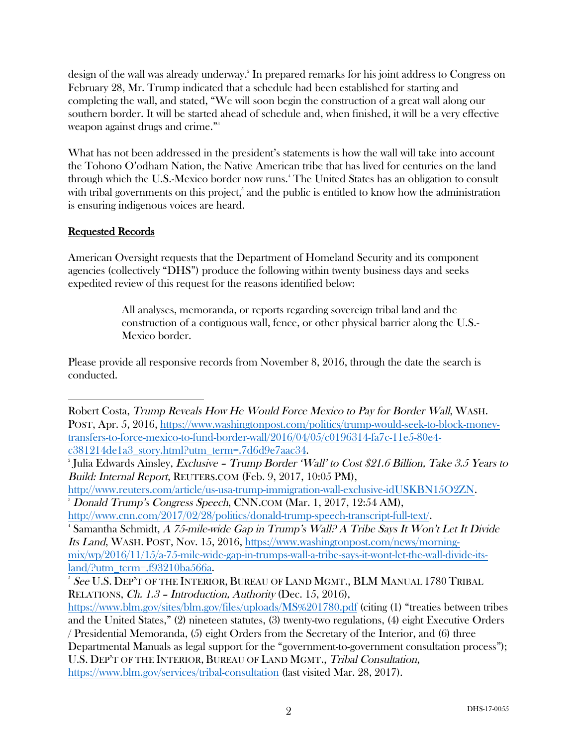design of the wall was already underway.[2] In prepared remarks for his joint address to Congress on February 28, Mr. Trump indicated that a schedule had been established for starting and completing the wall, and stated, "We will soon begin the construction of a great wall along our southern border. It will be started ahead of schedule and, when finished, it will be a very effective weapon against drugs and crime."[3]

What has not been addressed in the president's statements is how the wall will take into account the Tohono O'odham Nation, the Native American tribe that has lived for centuries on the land through which the U.S.-Mexico border now runs.[4] The United States has an obligation to consult with tribal governments on this project,[5] and the public is entitled to know how the administration is ensuring indigenous voices are heard.

## Requested Records

American Oversight requests that the Department of Homeland Security and its component agencies (collectively "DHS") produce the following within twenty business days and seeks expedited review of this request for the reasons identified below:

> All analyses, memoranda, or reports regarding sovereign tribal land and the construction of a contiguous wall, fence, or other physical barrier along the U.S.-Mexico border.

Please provide all responsive records from November 8, 2016, through the date the search is conducted.

---

Robert Costa, *Trump Reveals How He Would Force Mexico to Pay for Border Wall*, WASH. POST, Apr. 5, 2016, https://www.washingtonpost.com/politics/trump-would-seek-to-block-money-transfers-to-force-mexico-to-fund-border-wall/2016/04/05/c0196314-fa7c-11e5-80e4-c381214de1a3_story.html?utm_term=.7d6d9e7aac34.

[2] Julia Edwards Ainsley, *Exclusive – Trump Border 'Wall' to Cost $21.6 Billion, Take 3.5 Years to Build: Internal Report*, REUTERS.COM (Feb. 9, 2017, 10:05 PM), http://www.reuters.com/article/us-usa-trump-immigration-wall-exclusive-idUSKBN15O2ZN.

[3] *Donald Trump's Congress Speech*, CNN.COM (Mar. 1, 2017, 12:54 AM), http://www.cnn.com/2017/02/28/politics/donald-trump-speech-transcript-full-text/.

[4] Samantha Schmidt, *A 75-mile-wide Gap in Trump's Wall? A Tribe Says It Won't Let It Divide Its Land*, WASH. POST, Nov. 15, 2016, https://www.washingtonpost.com/news/morning-mix/wp/2016/11/15/a-75-mile-wide-gap-in-trumps-wall-a-tribe-says-it-wont-let-the-wall-divide-its-land/?utm_term=.f93210ba566a.

[5] *See* U.S. DEP'T OF THE INTERIOR, BUREAU OF LAND MGMT., BLM MANUAL 1780 TRIBAL RELATIONS, *Ch. 1.3 – Introduction, Authority* (Dec. 15, 2016), https://www.blm.gov/sites/blm.gov/files/uploads/MS%201780.pdf (citing (1) "treaties between tribes and the United States," (2) nineteen statutes, (3) twenty-two regulations, (4) eight Executive Orders / Presidential Memoranda, (5) eight Orders from the Secretary of the Interior, and (6) three Departmental Manuals as legal support for the "government-to-government consultation process"); U.S. DEP'T OF THE INTERIOR, BUREAU OF LAND MGMT., *Tribal Consultation*, https://www.blm.gov/services/tribal-consultation (last visited Mar. 28, 2017).

DHS-17-0055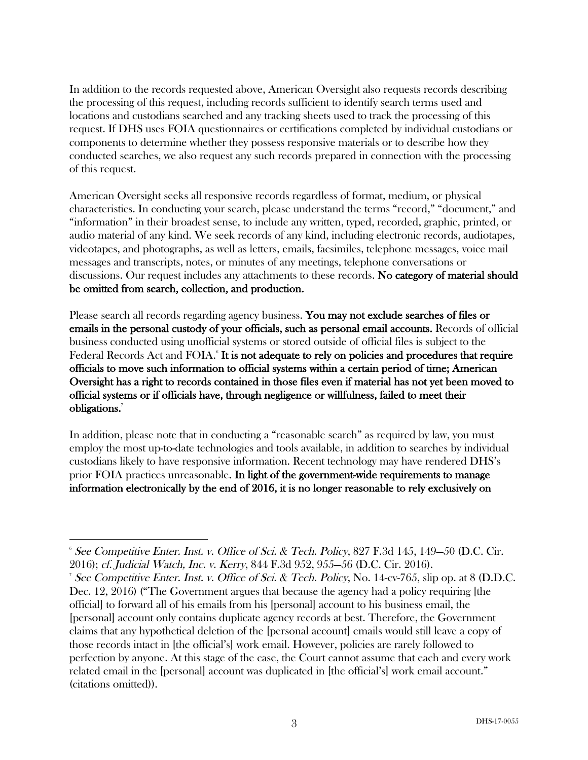In addition to the records requested above, American Oversight also requests records describing the processing of this request, including records sufficient to identify search terms used and locations and custodians searched and any tracking sheets used to track the processing of this request. If DHS uses FOIA questionnaires or certifications completed by individual custodians or components to determine whether they possess responsive materials or to describe how they conducted searches, we also request any such records prepared in connection with the processing of this request.

American Oversight seeks all responsive records regardless of format, medium, or physical characteristics. In conducting your search, please understand the terms "record," "document," and "information" in their broadest sense, to include any written, typed, recorded, graphic, printed, or audio material of any kind. We seek records of any kind, including electronic records, audiotapes, videotapes, and photographs, as well as letters, emails, facsimiles, telephone messages, voice mail messages and transcripts, notes, or minutes of any meetings, telephone conversations or discussions. Our request includes any attachments to these records. **No category of material should be omitted from search, collection, and production.**

Please search all records regarding agency business. **You may not exclude searches of files or emails in the personal custody of your officials, such as personal email accounts.** Records of official business conducted using unofficial systems or stored outside of official files is subject to the Federal Records Act and FOIA.[6] **It is not adequate to rely on policies and procedures that require officials to move such information to official systems within a certain period of time; American Oversight has a right to records contained in those files even if material has not yet been moved to official systems or if officials have, through negligence or willfulness, failed to meet their obligations.**[7]

In addition, please note that in conducting a "reasonable search" as required by law, you must employ the most up-to-date technologies and tools available, in addition to searches by individual custodians likely to have responsive information. Recent technology may have rendered DHS's prior FOIA practices unreasonable. **In light of the government-wide requirements to manage information electronically by the end of 2016, it is no longer reasonable to rely exclusively on**

---

[6] *See Competitive Enter. Inst. v. Office of Sci. & Tech. Policy*, 827 F.3d 145, 149–50 (D.C. Cir. 2016); *cf. Judicial Watch, Inc. v. Kerry*, 844 F.3d 952, 955–56 (D.C. Cir. 2016).

[7] *See Competitive Enter. Inst. v. Office of Sci. & Tech. Policy*, No. 14-cv-765, slip op. at 8 (D.D.C. Dec. 12, 2016) ("The Government argues that because the agency had a policy requiring [the official] to forward all of his emails from his [personal] account to his business email, the [personal] account only contains duplicate agency records at best. Therefore, the Government claims that any hypothetical deletion of the [personal account] emails would still leave a copy of those records intact in [the official's] work email. However, policies are rarely followed to perfection by anyone. At this stage of the case, the Court cannot assume that each and every work related email in the [personal] account was duplicated in [the official's] work email account." (citations omitted)).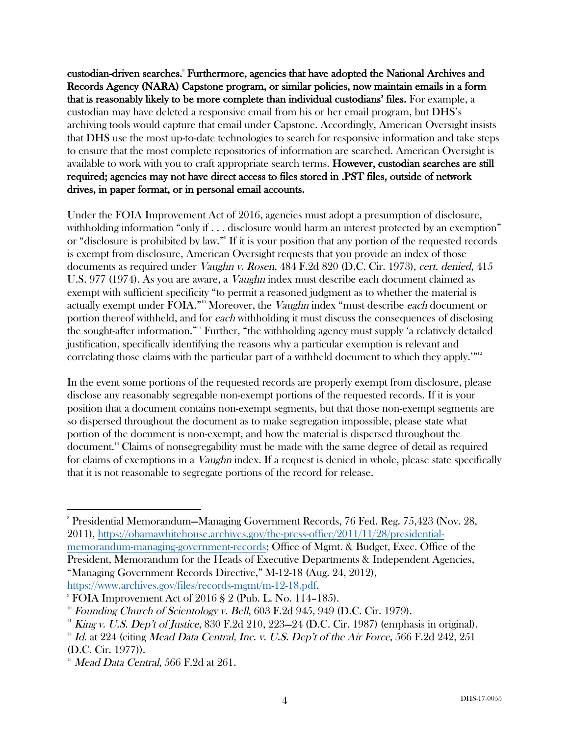**custodian-driven searches.**[8] **Furthermore, agencies that have adopted the National Archives and Records Agency (NARA) Capstone program, or similar policies, now maintain emails in a form that is reasonably likely to be more complete than individual custodians' files.** For example, a custodian may have deleted a responsive email from his or her email program, but DHS's archiving tools would capture that email under Capstone. Accordingly, American Oversight insists that DHS use the most up-to-date technologies to search for responsive information and take steps to ensure that the most complete repositories of information are searched. American Oversight is available to work with you to craft appropriate search terms. **However, custodian searches are still required; agencies may not have direct access to files stored in .PST files, outside of network drives, in paper format, or in personal email accounts.**

Under the FOIA Improvement Act of 2016, agencies must adopt a presumption of disclosure, withholding information "only if . . . disclosure would harm an interest protected by an exemption" or "disclosure is prohibited by law."[9] If it is your position that any portion of the requested records is exempt from disclosure, American Oversight requests that you provide an index of those documents as required under *Vaughn v. Rosen*, 484 F.2d 820 (D.C. Cir. 1973), *cert. denied*, 415 U.S. 977 (1974). As you are aware, a *Vaughn* index must describe each document claimed as exempt with sufficient specificity "to permit a reasoned judgment as to whether the material is actually exempt under FOIA."[10] Moreover, the *Vaughn* index "must describe *each* document or portion thereof withheld, and for *each* withholding it must discuss the consequences of disclosing the sought-after information."[11] Further, "the withholding agency must supply 'a relatively detailed justification, specifically identifying the reasons why a particular exemption is relevant and correlating those claims with the particular part of a withheld document to which they apply.'"[12]

In the event some portions of the requested records are properly exempt from disclosure, please disclose any reasonably segregable non-exempt portions of the requested records. If it is your position that a document contains non-exempt segments, but that those non-exempt segments are so dispersed throughout the document as to make segregation impossible, please state what portion of the document is non-exempt, and how the material is dispersed throughout the document.[13] Claims of nonsegregability must be made with the same degree of detail as required for claims of exemptions in a *Vaughn* index. If a request is denied in whole, please state specifically that it is not reasonable to segregate portions of the record for release.

---

[8] Presidential Memorandum—Managing Government Records, 76 Fed. Reg. 75,423 (Nov. 28, 2011), https://obamawhitehouse.archives.gov/the-press-office/2011/11/28/presidential-memorandum-managing-government-records; Office of Mgmt. & Budget, Exec. Office of the President, Memorandum for the Heads of Executive Departments & Independent Agencies, "Managing Government Records Directive," M-12-18 (Aug. 24, 2012), https://www.archives.gov/files/records-mgmt/m-12-18.pdf.

[9] FOIA Improvement Act of 2016 § 2 (Pub. L. No. 114–185).

[10] *Founding Church of Scientology v. Bell*, 603 F.2d 945, 949 (D.C. Cir. 1979).

[11] *King v. U.S. Dep't of Justice*, 830 F.2d 210, 223–24 (D.C. Cir. 1987) (emphasis in original).

[12] *Id.* at 224 (citing *Mead Data Central, Inc. v. U.S. Dep't of the Air Force*, 566 F.2d 242, 251 (D.C. Cir. 1977)).

[13] *Mead Data Central*, 566 F.2d at 261.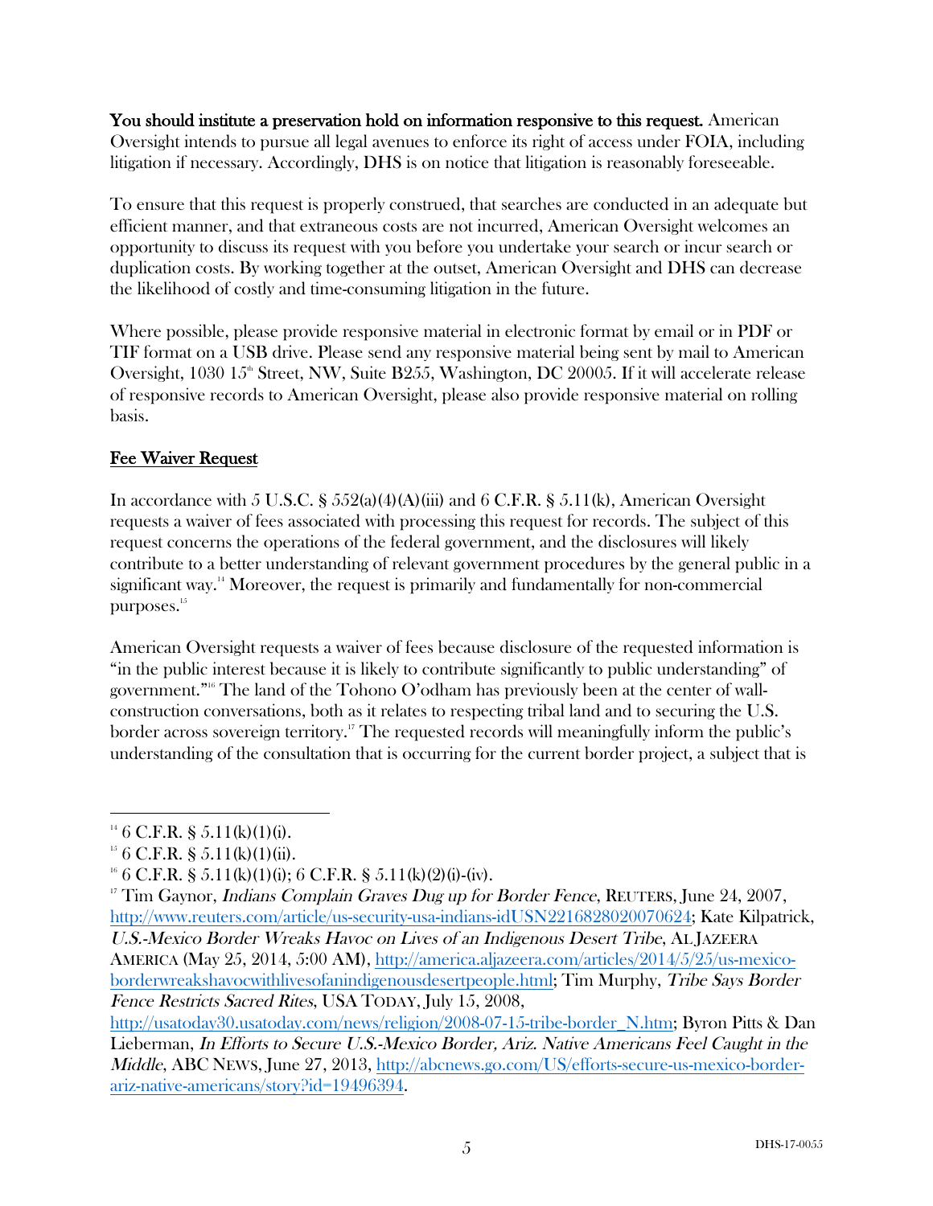**You should institute a preservation hold on information responsive to this request.** American Oversight intends to pursue all legal avenues to enforce its right of access under FOIA, including litigation if necessary. Accordingly, DHS is on notice that litigation is reasonably foreseeable.

To ensure that this request is properly construed, that searches are conducted in an adequate but efficient manner, and that extraneous costs are not incurred, American Oversight welcomes an opportunity to discuss its request with you before you undertake your search or incur search or duplication costs. By working together at the outset, American Oversight and DHS can decrease the likelihood of costly and time-consuming litigation in the future.

Where possible, please provide responsive material in electronic format by email or in PDF or TIF format on a USB drive. Please send any responsive material being sent by mail to American Oversight, 1030 15th Street, NW, Suite B255, Washington, DC 20005. If it will accelerate release of responsive records to American Oversight, please also provide responsive material on rolling basis.

## Fee Waiver Request

In accordance with 5 U.S.C. § 552(a)(4)(A)(iii) and 6 C.F.R. § 5.11(k), American Oversight requests a waiver of fees associated with processing this request for records. The subject of this request concerns the operations of the federal government, and the disclosures will likely contribute to a better understanding of relevant government procedures by the general public in a significant way.[14] Moreover, the request is primarily and fundamentally for non-commercial purposes.[15]

American Oversight requests a waiver of fees because disclosure of the requested information is "in the public interest because it is likely to contribute significantly to public understanding" of government."[16] The land of the Tohono O'odham has previously been at the center of wall-construction conversations, both as it relates to respecting tribal land and to securing the U.S. border across sovereign territory.[17] The requested records will meaningfully inform the public's understanding of the consultation that is occurring for the current border project, a subject that is

---

[14] 6 C.F.R. § 5.11(k)(1)(i).

[15] 6 C.F.R. § 5.11(k)(1)(ii).

[16] 6 C.F.R. § 5.11(k)(1)(i); 6 C.F.R. § 5.11(k)(2)(i)-(iv).

[17] Tim Gaynor, *Indians Complain Graves Dug up for Border Fence*, REUTERS, June 24, 2007, http://www.reuters.com/article/us-security-usa-indians-idUSN2216828020070624; Kate Kilpatrick, *U.S.-Mexico Border Wreaks Havoc on Lives of an Indigenous Desert Tribe*, AL JAZEERA AMERICA (May 25, 2014, 5:00 AM), http://america.aljazeera.com/articles/2014/5/25/us-mexico-borderwreakshavocwithlivesofanindigenousdesertpeople.html; Tim Murphy, *Tribe Says Border Fence Restricts Sacred Rites*, USA TODAY, July 15, 2008, http://usatoday30.usatoday.com/news/religion/2008-07-15-tribe-border_N.htm; Byron Pitts & Dan Lieberman, *In Efforts to Secure U.S.-Mexico Border, Ariz. Native Americans Feel Caught in the Middle*, ABC NEWS, June 27, 2013, http://abcnews.go.com/US/efforts-secure-us-mexico-border-ariz-native-americans/story?id=19496394.

DHS-17-0055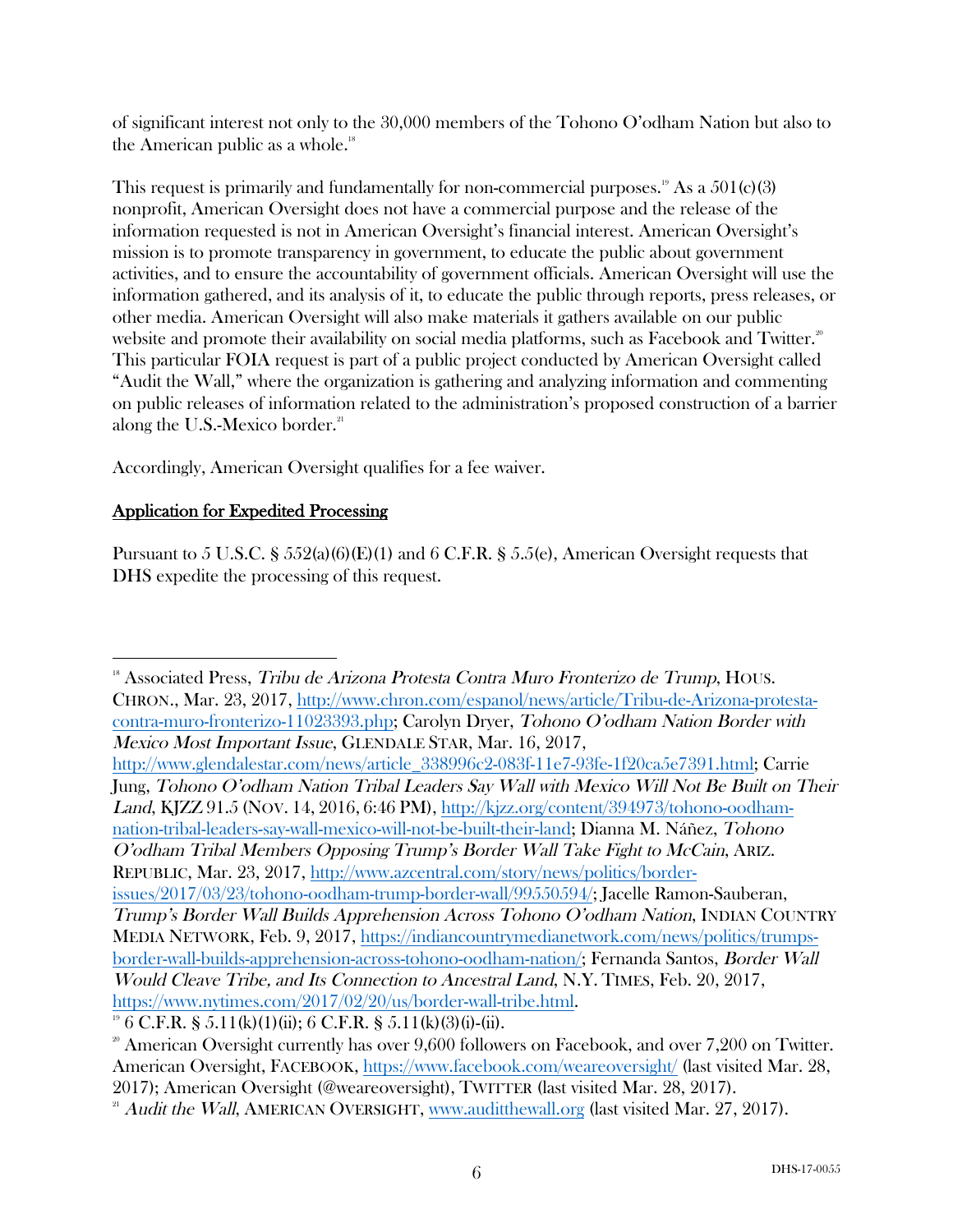of significant interest not only to the 30,000 members of the Tohono O'odham Nation but also to the American public as a whole.[18]

This request is primarily and fundamentally for non-commercial purposes.[19] As a 501(c)(3) nonprofit, American Oversight does not have a commercial purpose and the release of the information requested is not in American Oversight's financial interest. American Oversight's mission is to promote transparency in government, to educate the public about government activities, and to ensure the accountability of government officials. American Oversight will use the information gathered, and its analysis of it, to educate the public through reports, press releases, or other media. American Oversight will also make materials it gathers available on our public website and promote their availability on social media platforms, such as Facebook and Twitter.[20] This particular FOIA request is part of a public project conducted by American Oversight called "Audit the Wall," where the organization is gathering and analyzing information and commenting on public releases of information related to the administration's proposed construction of a barrier along the U.S.-Mexico border.[21]

Accordingly, American Oversight qualifies for a fee waiver.

## Application for Expedited Processing

Pursuant to 5 U.S.C. § 552(a)(6)(E)(1) and 6 C.F.R. § 5.5(e), American Oversight requests that DHS expedite the processing of this request.

---

[18] Associated Press, *Tribu de Arizona Protesta Contra Muro Fronterizo de Trump*, HOUS. CHRON., Mar. 23, 2017, http://www.chron.com/espanol/news/article/Tribu-de-Arizona-protesta-contra-muro-fronterizo-11023393.php; Carolyn Dryer, *Tohono O'odham Nation Border with Mexico Most Important Issue*, GLENDALE STAR, Mar. 16, 2017, http://www.glendalestar.com/news/article_338996c2-083f-11e7-93fe-1f20ca5e7391.html; Carrie Jung, *Tohono O'odham Nation Tribal Leaders Say Wall with Mexico Will Not Be Built on Their Land*, KJZZ 91.5 (NOV. 14, 2016, 6:46 PM), http://kjzz.org/content/394973/tohono-oodham-nation-tribal-leaders-say-wall-mexico-will-not-be-built-their-land; Dianna M. Náñez, *Tohono O'odham Tribal Members Opposing Trump's Border Wall Take Fight to McCain*, ARIZ. REPUBLIC, Mar. 23, 2017, http://www.azcentral.com/story/news/politics/border-issues/2017/03/23/tohono-oodham-trump-border-wall/99550594/; Jacelle Ramon-Sauberan, *Trump's Border Wall Builds Apprehension Across Tohono O'odham Nation*, INDIAN COUNTRY MEDIA NETWORK, Feb. 9, 2017, https://indiancountrymedianetwork.com/news/politics/trumps-border-wall-builds-apprehension-across-tohono-oodham-nation/; Fernanda Santos, *Border Wall Would Cleave Tribe, and Its Connection to Ancestral Land*, N.Y. TIMES, Feb. 20, 2017, https://www.nytimes.com/2017/02/20/us/border-wall-tribe.html.

[19] 6 C.F.R. § 5.11(k)(1)(ii); 6 C.F.R. § 5.11(k)(3)(i)-(ii).

[20] American Oversight currently has over 9,600 followers on Facebook, and over 7,200 on Twitter. American Oversight, FACEBOOK, https://www.facebook.com/weareoversight/ (last visited Mar. 28, 2017); American Oversight (@weareoversight), TWITTER (last visited Mar. 28, 2017).

[21] *Audit the Wall*, AMERICAN OVERSIGHT, www.auditthewall.org (last visited Mar. 27, 2017).

DHS-17-0055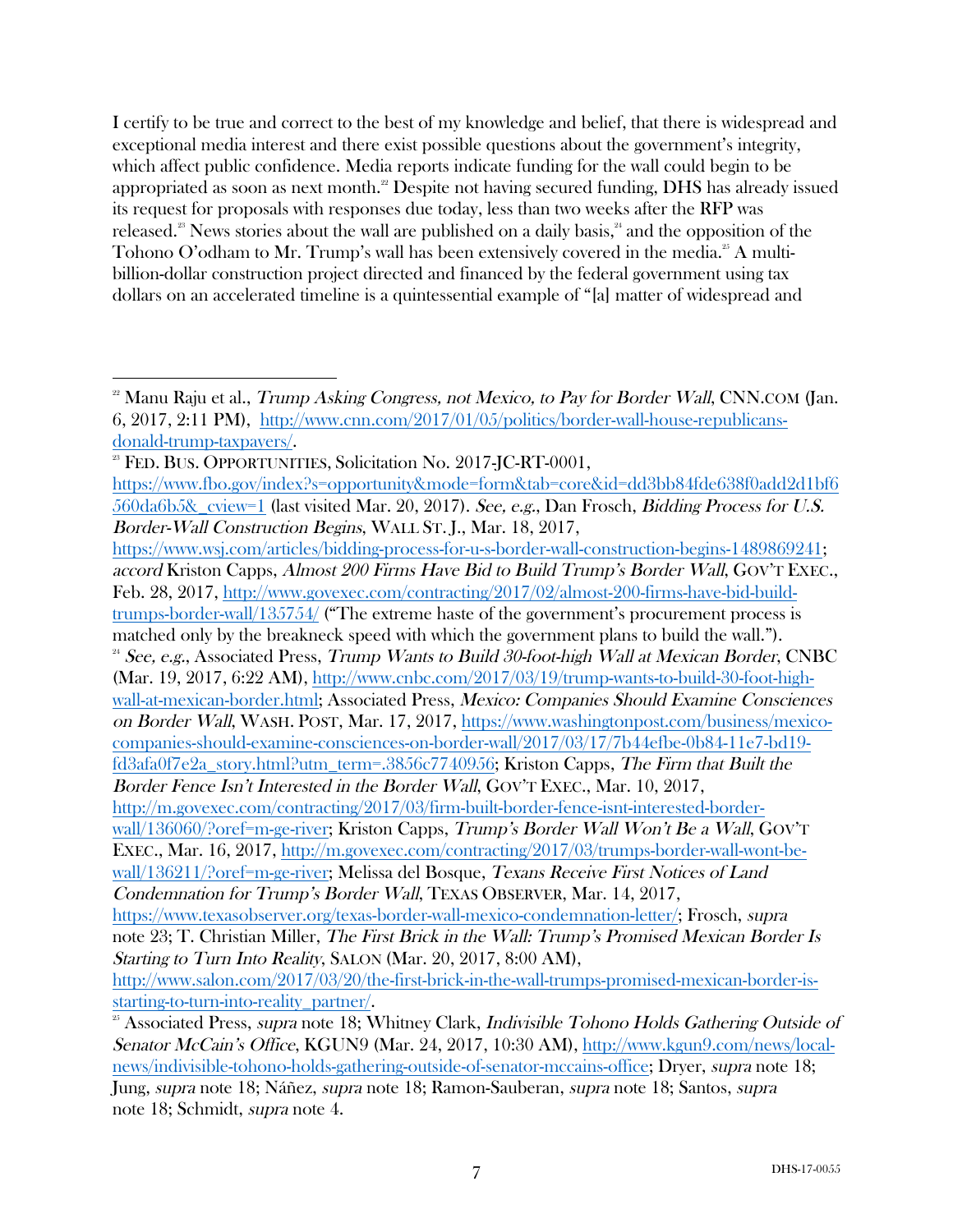I certify to be true and correct to the best of my knowledge and belief, that there is widespread and exceptional media interest and there exist possible questions about the government's integrity, which affect public confidence. Media reports indicate funding for the wall could begin to be appropriated as soon as next month.[22] Despite not having secured funding, DHS has already issued its request for proposals with responses due today, less than two weeks after the RFP was released.[23] News stories about the wall are published on a daily basis,[24] and the opposition of the Tohono O'odham to Mr. Trump's wall has been extensively covered in the media.[25] A multi-billion-dollar construction project directed and financed by the federal government using tax dollars on an accelerated timeline is a quintessential example of "[a] matter of widespread and

---

[22] Manu Raju et al., *Trump Asking Congress, not Mexico, to Pay for Border Wall*, CNN.COM (Jan. 6, 2017, 2:11 PM), http://www.cnn.com/2017/01/05/politics/border-wall-house-republicans-donald-trump-taxpayers/.

[23] FED. BUS. OPPORTUNITIES, Solicitation No. 2017-JC-RT-0001, https://www.fbo.gov/index?s=opportunity&mode=form&tab=core&id=dd3bb84fde638f0add2d1bf6560da6b5&_cview=1 (last visited Mar. 20, 2017). *See, e.g.*, Dan Frosch, *Bidding Process for U.S. Border-Wall Construction Begins*, WALL ST. J., Mar. 18, 2017, https://www.wsj.com/articles/bidding-process-for-u-s-border-wall-construction-begins-1489869241; *accord* Kriston Capps, *Almost 200 Firms Have Bid to Build Trump's Border Wall*, GOV'T EXEC., Feb. 28, 2017, http://www.govexec.com/contracting/2017/02/almost-200-firms-have-bid-build-trumps-border-wall/135754/ ("The extreme haste of the government's procurement process is matched only by the breakneck speed with which the government plans to build the wall.").

[24] *See, e.g.*, Associated Press, *Trump Wants to Build 30-foot-high Wall at Mexican Border*, CNBC (Mar. 19, 2017, 6:22 AM), http://www.cnbc.com/2017/03/19/trump-wants-to-build-30-foot-high-wall-at-mexican-border.html; Associated Press, *Mexico: Companies Should Examine Consciences on Border Wall*, WASH. POST, Mar. 17, 2017, https://www.washingtonpost.com/business/mexico-companies-should-examine-consciences-on-border-wall/2017/03/17/7b44efbe-0b84-11e7-bd19-fd3afa0f7e2a_story.html?utm_term=.3856c7740956; Kriston Capps, *The Firm that Built the Border Fence Isn't Interested in the Border Wall*, GOV'T EXEC., Mar. 10, 2017, http://m.govexec.com/contracting/2017/03/firm-built-border-fence-isnt-interested-border-wall/136060/?oref=m-ge-river; Kriston Capps, *Trump's Border Wall Won't Be a Wall*, GOV'T EXEC., Mar. 16, 2017, http://m.govexec.com/contracting/2017/03/trumps-border-wall-wont-be-wall/136211/?oref=m-ge-river; Melissa del Bosque, *Texans Receive First Notices of Land Condemnation for Trump's Border Wall*, TEXAS OBSERVER, Mar. 14, 2017, https://www.texasobserver.org/texas-border-wall-mexico-condemnation-letter/; Frosch, *supra* note 23; T. Christian Miller, *The First Brick in the Wall: Trump's Promised Mexican Border Is Starting to Turn Into Reality*, SALON (Mar. 20, 2017, 8:00 AM), http://www.salon.com/2017/03/20/the-first-brick-in-the-wall-trumps-promised-mexican-border-is-starting-to-turn-into-reality_partner/.

[25] Associated Press, *supra* note 18; Whitney Clark, *Indivisible Tohono Holds Gathering Outside of Senator McCain's Office*, KGUN9 (Mar. 24, 2017, 10:30 AM), http://www.kgun9.com/news/local-news/indivisible-tohono-holds-gathering-outside-of-senator-mccains-office; Dryer, *supra* note 18; Jung, *supra* note 18; Náñez, *supra* note 18; Ramon-Sauberan, *supra* note 18; Santos, *supra* note 18; Schmidt, *supra* note 4.

DHS-17-0055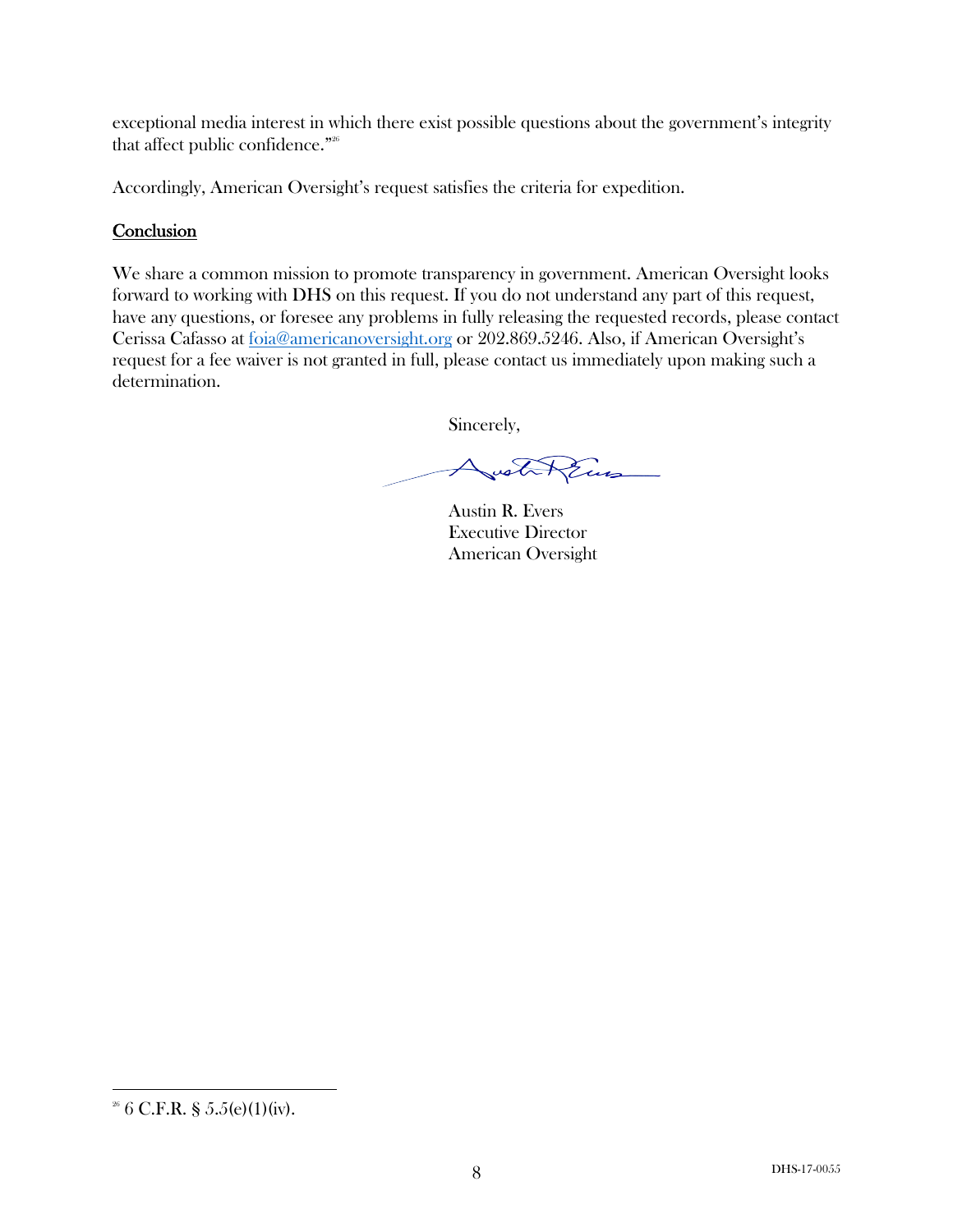exceptional media interest in which there exist possible questions about the government's integrity that affect public confidence."[26]

Accordingly, American Oversight's request satisfies the criteria for expedition.

**Conclusion**

We share a common mission to promote transparency in government. American Oversight looks forward to working with DHS on this request. If you do not understand any part of this request, have any questions, or foresee any problems in fully releasing the requested records, please contact Cerissa Cafasso at foia@americanoversight.org or 202.869.5246. Also, if American Oversight's request for a fee waiver is not granted in full, please contact us immediately upon making such a determination.

Sincerely,

Austin R. Evers
Executive Director
American Oversight

---

[26] 6 C.F.R. § 5.5(e)(1)(iv).

DHS-17-0055